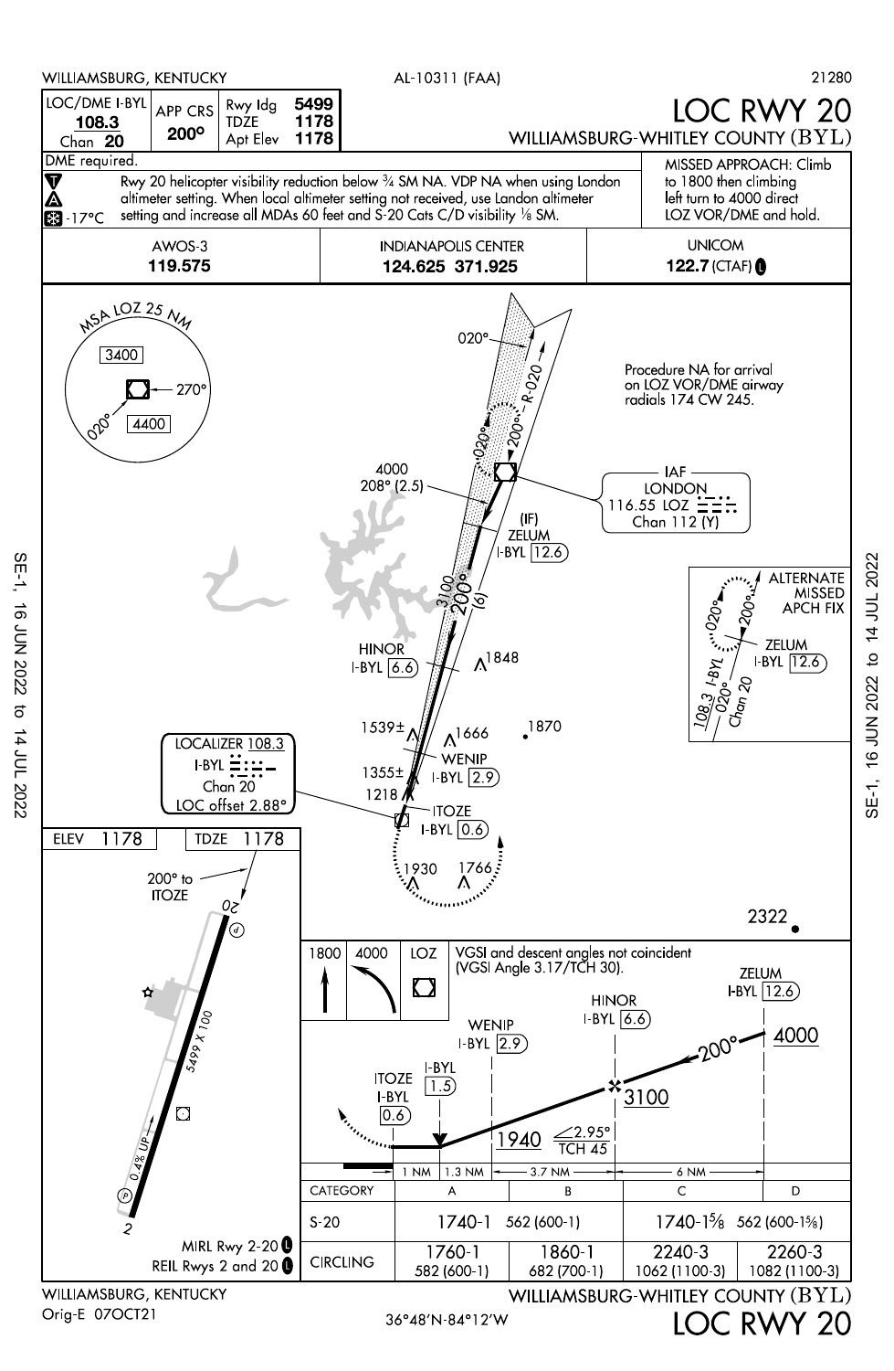WILLIAMSBURG, KENTUCKY — AL-10311 (FAA) — 21280

# LOC RWY 20

## WILLIAMSBURG-WHITLEY COUNTY (BYL)

| LOC/DME I-BYL | APP CRS | Rwy ldg | 5499 |
|---|---|---|---|
| **108.3** Chan **20** | **200°** | TDZE | **1178** |
| | | Apt Elev | **1178** |

DME required.

Rwy 20 helicopter visibility reduction below ¾ SM NA. VDP NA when using London altimeter setting. When local altimeter setting not received, use London altimeter setting and increase all MDAs 60 feet and S-20 Cats C/D visibility ⅛ SM.

-17°C

MISSED APPROACH: Climb to 1800 then climbing left turn to 4000 direct LOZ VOR/DME and hold.

| AWOS-3 | INDIANAPOLIS CENTER | UNICOM |
|---|---|---|
| **119.575** | **124.625 371.925** | **122.7** (CTAF) |

MSA LOZ 25 NM: 3400 (020°–270°), 4400 (270°–020°)

Procedure NA for arrival on LOZ VOR/DME airway radials 174 CW 245.

IAF LONDON 116.55 LOZ Chan 112 (Y)

4000 208° (2.5)

(IF) ZELUM I-BYL 12.6

3100 200° (6)

HINOR I-BYL 6.6

WENIP I-BYL 2.9

ITOZE I-BYL 0.6

LOCALIZER 108.3 I-BYL Chan 20 LOC offset 2.88°

ALTERNATE MISSED APCH FIX: ZELUM I-BYL 12.6, 108.3 I-BYL Chan 20, 020°, 200°

Obstacles: 1848, 1539±, 1666, 1870, 1355±, 1218, 1930, 1766, 2322

ELEV 1178 — TDZE 1178

200° to ITOZE

Rwy 2-20: 5499 X 100, 0.4% UP

MIRL Rwy 2-20

REIL Rwys 2 and 20

Missed approach: 1800, 4000, LOZ

VGSI and descent angles not coincident (VGSI Angle 3.17/TCH 30).

Profile: ZELUM I-BYL 12.6 — 4000; 200°; HINOR I-BYL 6.6 — 3100; WENIP I-BYL 2.9; I-BYL 1.5; ITOZE I-BYL 0.6; 1940; 2.95° TCH 45

Distances: 1 NM, 1.3 NM, 3.7 NM, 6 NM

| CATEGORY | A | B | C | D |
|---|---|---|---|---|
| S-20 | 1740-1 562 (600-1) | | 1740-1⅝ 562 (600-1⅝) | |
| CIRCLING | 1760-1 582 (600-1) | 1860-1 682 (700-1) | 2240-3 1062 (1100-3) | 2260-3 1082 (1100-3) |

SE-1, 16 JUN 2022 to 14 JUL 2022

WILLIAMSBURG, KENTUCKY — Orig-E 07OCT21 — 36°48'N-84°12'W — WILLIAMSBURG-WHITLEY COUNTY (BYL) — LOC RWY 20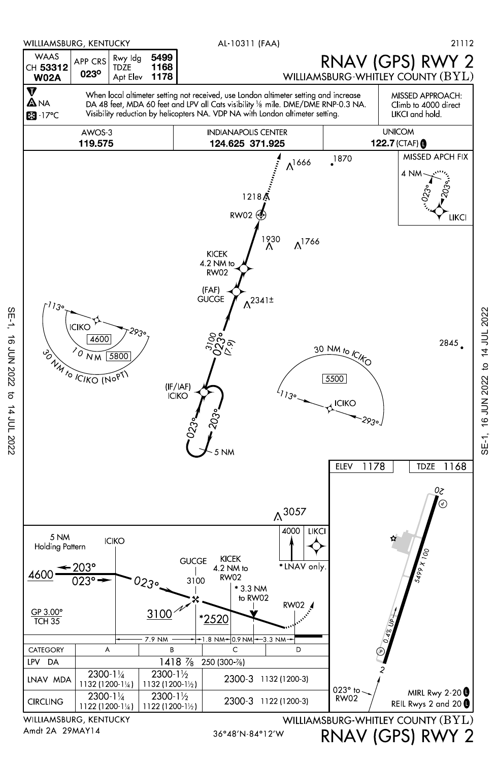WILLIAMSBURG, KENTUCKY — AL-10311 (FAA) — 21112

# RNAV (GPS) RWY 2

## WILLIAMSBURG-WHITLEY COUNTY (BYL)

| WAAS CH 53312 W02A | APP CRS 023° | Rwy Idg 5499 TDZE 1168 Apt Elev 1178 |
|---|---|---|

T
A NA
-17°C

When local altimeter setting not received, use London altimeter setting and increase DA 48 feet, MDA 60 feet and LPV all Cats visibility ⅛ mile. DME/DME RNP-0.3 NA. Visibility reduction by helicopters NA. VDP NA with London altimeter setting.

MISSED APPROACH: Climb to 4000 direct LIKCI and hold.

| AWOS-3 | INDIANAPOLIS CENTER | UNICOM |
|---|---|---|
| 119.575 | 124.625 371.925 | 122.7 (CTAF) L |

MISSED APCH FIX: 4 NM, 023°, 203°, LIKCI

1666, 1870, 1218, RW02, 1930, 1766, KICEK 4.2 NM to RW02, (FAF) GUCGE, 2341±, 3100 023° (7.9), 2845

ICIKO, 113°, 293°, 4600, 10 NM, 5800, 30 NM to ICIKO (NoPT)

30 NM to ICIKO, 5500, 113°, ICIKO, 293°

(IF/IAF) ICIKO, 023°, 203°, 5 NM

3057

5 NM Holding Pattern, ICIKO, 4600, 203°, 023°, 023°, GUCGE 3100, 3100, KICEK 4.2 NM to RW02, * 3.3 NM to RW02, *2520, RW02, 4000 LIKCI, * LNAV only.

GP 3.00° TCH 35

7.9 NM — 1.8 NM — 0.9 NM — 3.3 NM

| CATEGORY | A | B | C | D |
|---|---|---|---|---|
| LPV DA | 1418 ⅞ 250 (300-⅞) | | | |
| LNAV MDA | 2300-1¼ 1132 (1200-1¼) | 2300-1½ 1132 (1200-1½) | 2300-3 1132 (1200-3) | |
| CIRCLING | 2300-1¼ 1122 (1200-1¼) | 2300-1½ 1122 (1200-1½) | 2300-3 1122 (1200-3) | |

ELEV 1178 — TDZE 1168

20, 5499 X 100, 0.4% UP, 2

023° to RW02

MIRL Rwy 2-20 L
REIL Rwys 2 and 20 L

SE-1, 16 JUN 2022 to 14 JUL 2022

WILLIAMSBURG, KENTUCKY
Amdt 2A 29MAY14

36°48′N-84°12′W

WILLIAMSBURG-WHITLEY COUNTY (BYL)
RNAV (GPS) RWY 2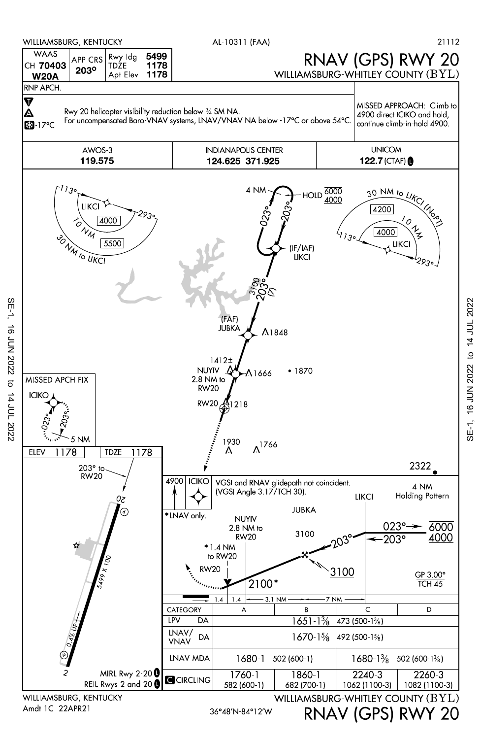WILLIAMSBURG, KENTUCKY

AL-10311 (FAA)

21112

# RNAV (GPS) RWY 20

## WILLIAMSBURG-WHITLEY COUNTY (BYL)

| WAAS CH 70403 W20A | APP CRS 203° | Rwy ldg 5499 | TDZE 1178 | Apt Elev 1178 |
|---|---|---|---|---|

RNP APCH.

Rwy 20 helicopter visibility reduction below ¾ SM NA.
For uncompensated Baro-VNAV systems, LNAV/VNAV NA below -17°C or above 54°C.

-17°C

MISSED APPROACH: Climb to 4900 direct ICIKO and hold, continue climb-in-hold 4900.

| AWOS-3 | INDIANAPOLIS CENTER | UNICOM |
|---|---|---|
| 119.575 | 124.625 371.925 | 122.7 (CTAF) |

LIKCI 113° 293° 10 NM 4000, 30 NM to LIKCI 5500

30 NM to LIKCI (NoPT) 4200, 10 NM 4000, LIKCI 113° 293°

4 NM HOLD 6000/4000, 023° 203°

(IF/IAF) LIKCI

3100 203° (7)

(FAF) JUBKA 1848

1412± NUYIV 2.8 NM to RW20 1666 • 1870

RW20 1218

1930 1766

2322

MISSED APCH FIX: ICIKO 023° 203° 5 NM

ELEV 1178 | TDZE 1178

203° to RW20

5499 X 100, 0.4% UP

MIRL Rwy 2-20
REIL Rwys 2 and 20

4900 ICIKO

VGSI and RNAV glidepath not coincident. (VGSI Angle 3.17/TCH 30).

*LNAV only.

NUYIV 2.8 NM to RW20; *1.4 NM to RW20; RW20; 2100*; JUBKA 3100; 203°; 3100; LIKCI 023° 6000, 203° 4000; 4 NM Holding Pattern

GP 3.00° TCH 45

1.4 | 1.4 | 3.1 NM | 7 NM

| CATEGORY | A | B | C | D |
|---|---|---|---|---|
| LPV DA | 1651-1⅜ 473 (500-1⅜) | | | |
| LNAV/VNAV DA | 1670-1⅝ 492 (500-1⅝) | | | |
| LNAV MDA | 1680-1 502 (600-1) | | 1680-1⅜ 502 (600-1⅜) | |
| CIRCLING | 1760-1 582 (600-1) | 1860-1 682 (700-1) | 2240-3 1062 (1100-3) | 2260-3 1082 (1100-3) |

SE-1, 16 JUN 2022 to 14 JUL 2022

WILLIAMSBURG, KENTUCKY
Amdt 1C 22APR21

36°48′N-84°12′W

WILLIAMSBURG-WHITLEY COUNTY (BYL)
RNAV (GPS) RWY 20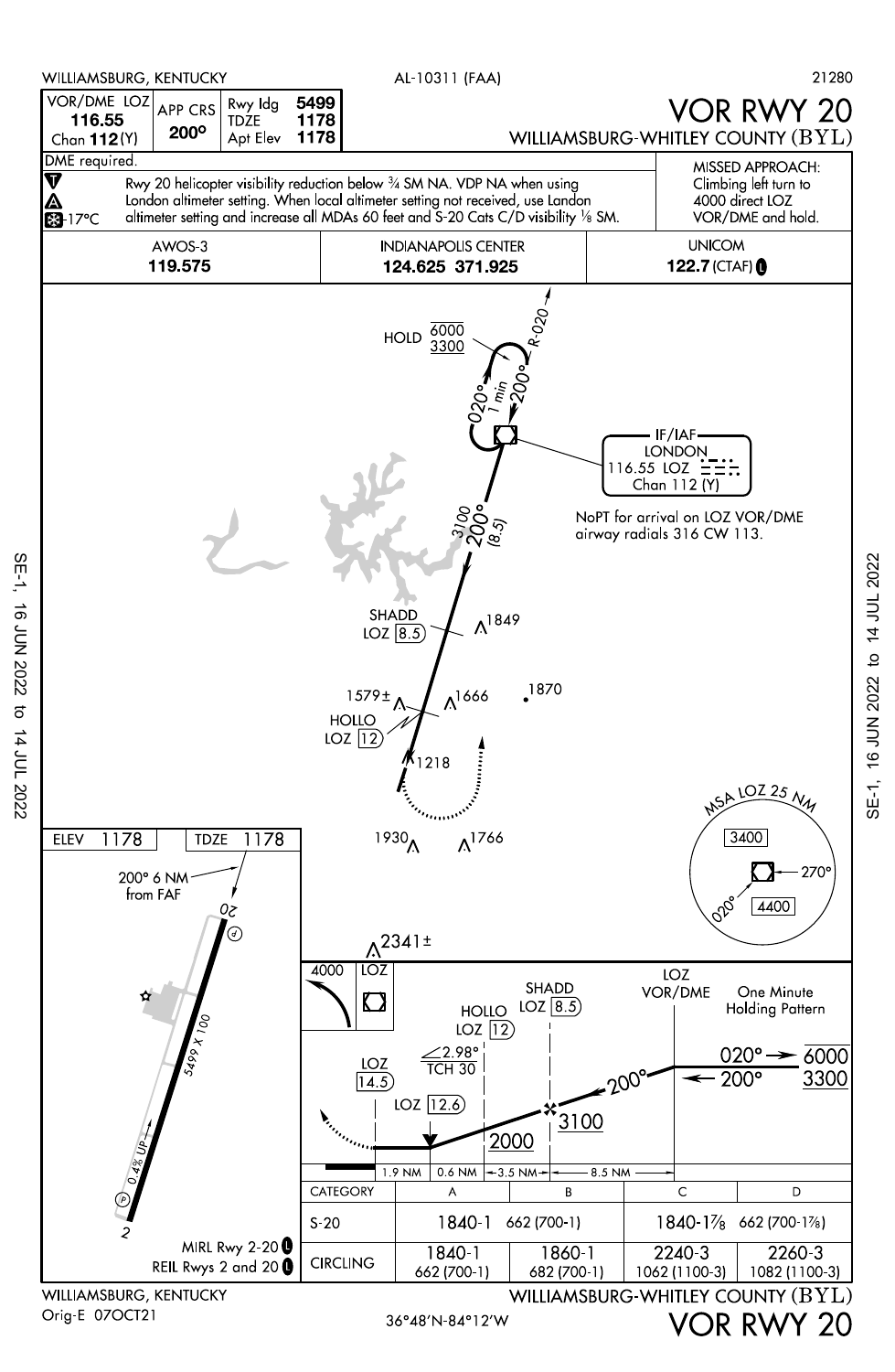WILLIAMSBURG, KENTUCKY — AL-10311 (FAA) — 21280

# VOR RWY 20
## WILLIAMSBURG-WHITLEY COUNTY (BYL)

| VOR/DME LOZ | APP CRS | Rwy ldg 5499 |
|---|---|---|
| 116.55 | 200° | TDZE 1178 |
| Chan 112 (Y) | | Apt Elev 1178 |

DME required.

Rwy 20 helicopter visibility reduction below ¾ SM NA. VDP NA when using London altimeter setting. When local altimeter setting not received, use London altimeter setting and increase all MDAs 60 feet and S-20 Cats C/D visibility ⅛ SM.

-17°C

MISSED APPROACH: Climbing left turn to 4000 direct LOZ VOR/DME and hold.

| AWOS-3 | INDIANAPOLIS CENTER | UNICOM |
|---|---|---|
| 119.575 | 124.625 371.925 | 122.7 (CTAF) |

HOLD 6000 / 3300

020° 1 min 200°

R-020

IF/IAF LONDON 116.55 LOZ Chan 112 (Y)

NoPT for arrival on LOZ VOR/DME airway radials 316 CW 113.

3100 200° (8.5)

SHADD LOZ 8.5

HOLLO LOZ 12

1849, 1579±, 1666, 1870, 1218, 1930, 1766, 2341±

MSA LOZ 25 NM: 3400, 4400, 270°, 020°

ELEV 1178 — TDZE 1178

200° 6 NM from FAF

5499 X 100

0.4% UP

MIRL Rwy 2-20

REIL Rwys 2 and 20

4000 LOZ

LOZ VOR/DME — One Minute Holding Pattern

020° → 6000; ← 200° 3300

SHADD LOZ 8.5 — HOLLO LOZ 12 — 2.98° TCH 30 — LOZ 14.5 — LOZ 12.6

200° — 3100 — 2000

1.9 NM | 0.6 NM | 3.5 NM | 8.5 NM

| CATEGORY | A | B | C | D |
|---|---|---|---|---|
| S-20 | 1840-1 662 (700-1) | | 1840-1⅞ 662 (700-1⅞) | |
| CIRCLING | 1840-1 662 (700-1) | 1860-1 682 (700-1) | 2240-3 1062 (1100-3) | 2260-3 1082 (1100-3) |

WILLIAMSBURG, KENTUCKY

Orig-E 07OCT21

36°48′N-84°12′W

WILLIAMSBURG-WHITLEY COUNTY (BYL)

VOR RWY 20

SE-1, 16 JUN 2022 to 14 JUL 2022